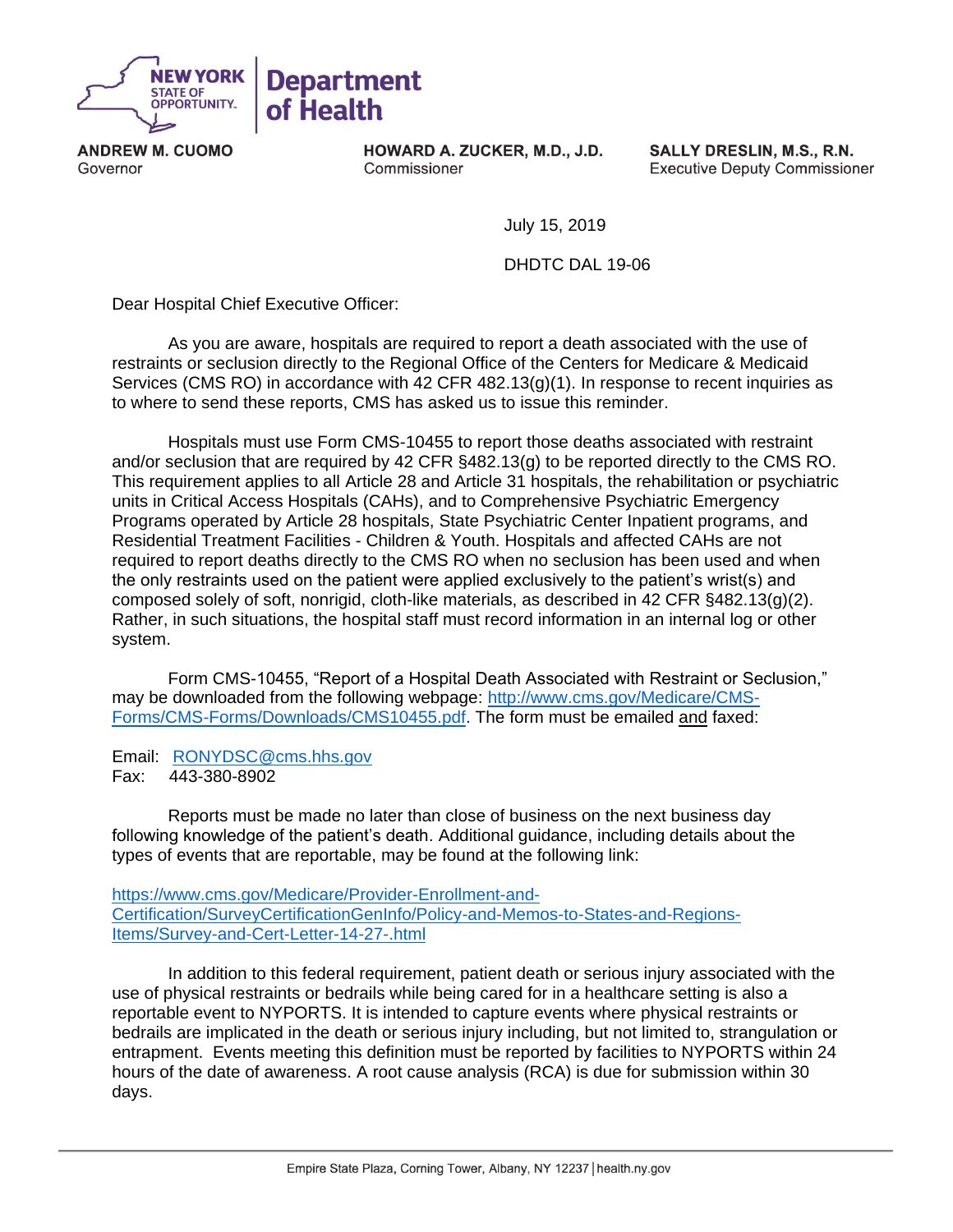**NEW YORK STATE OF OPPORTUNITY. | Department of Health**

**ANDREW M. CUOMO**
Governor

**HOWARD A. ZUCKER, M.D., J.D.**
Commissioner

**SALLY DRESLIN, M.S., R.N.**
Executive Deputy Commissioner

July 15, 2019

DHDTC DAL 19-06

Dear Hospital Chief Executive Officer:

As you are aware, hospitals are required to report a death associated with the use of restraints or seclusion directly to the Regional Office of the Centers for Medicare & Medicaid Services (CMS RO) in accordance with 42 CFR 482.13(g)(1). In response to recent inquiries as to where to send these reports, CMS has asked us to issue this reminder.

Hospitals must use Form CMS-10455 to report those deaths associated with restraint and/or seclusion that are required by 42 CFR §482.13(g) to be reported directly to the CMS RO. This requirement applies to all Article 28 and Article 31 hospitals, the rehabilitation or psychiatric units in Critical Access Hospitals (CAHs), and to Comprehensive Psychiatric Emergency Programs operated by Article 28 hospitals, State Psychiatric Center Inpatient programs, and Residential Treatment Facilities - Children & Youth. Hospitals and affected CAHs are not required to report deaths directly to the CMS RO when no seclusion has been used and when the only restraints used on the patient were applied exclusively to the patient's wrist(s) and composed solely of soft, nonrigid, cloth-like materials, as described in 42 CFR §482.13(g)(2). Rather, in such situations, the hospital staff must record information in an internal log or other system.

Form CMS-10455, "Report of a Hospital Death Associated with Restraint or Seclusion," may be downloaded from the following webpage: http://www.cms.gov/Medicare/CMS-Forms/CMS-Forms/Downloads/CMS10455.pdf. The form must be emailed <u>and</u> faxed:

Email: RONYDSC@cms.hhs.gov
Fax: 443-380-8902

Reports must be made no later than close of business on the next business day following knowledge of the patient's death. Additional guidance, including details about the types of events that are reportable, may be found at the following link:

https://www.cms.gov/Medicare/Provider-Enrollment-and-Certification/SurveyCertificationGenInfo/Policy-and-Memos-to-States-and-Regions-Items/Survey-and-Cert-Letter-14-27-.html

In addition to this federal requirement, patient death or serious injury associated with the use of physical restraints or bedrails while being cared for in a healthcare setting is also a reportable event to NYPORTS. It is intended to capture events where physical restraints or bedrails are implicated in the death or serious injury including, but not limited to, strangulation or entrapment. Events meeting this definition must be reported by facilities to NYPORTS within 24 hours of the date of awareness. A root cause analysis (RCA) is due for submission within 30 days.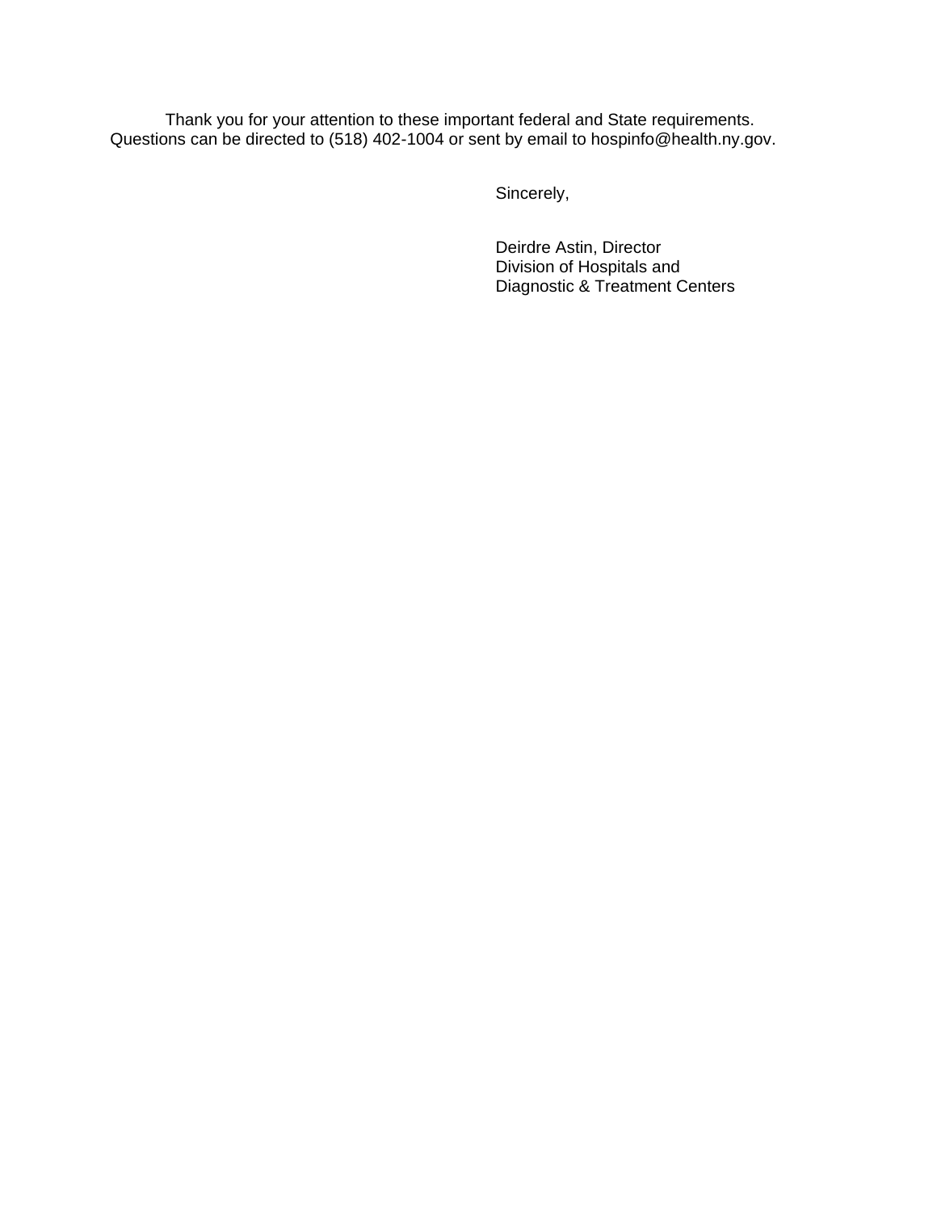Thank you for your attention to these important federal and State requirements. Questions can be directed to (518) 402-1004 or sent by email to hospinfo@health.ny.gov.

Sincerely,

Deirdre Astin, Director
Division of Hospitals and
Diagnostic & Treatment Centers